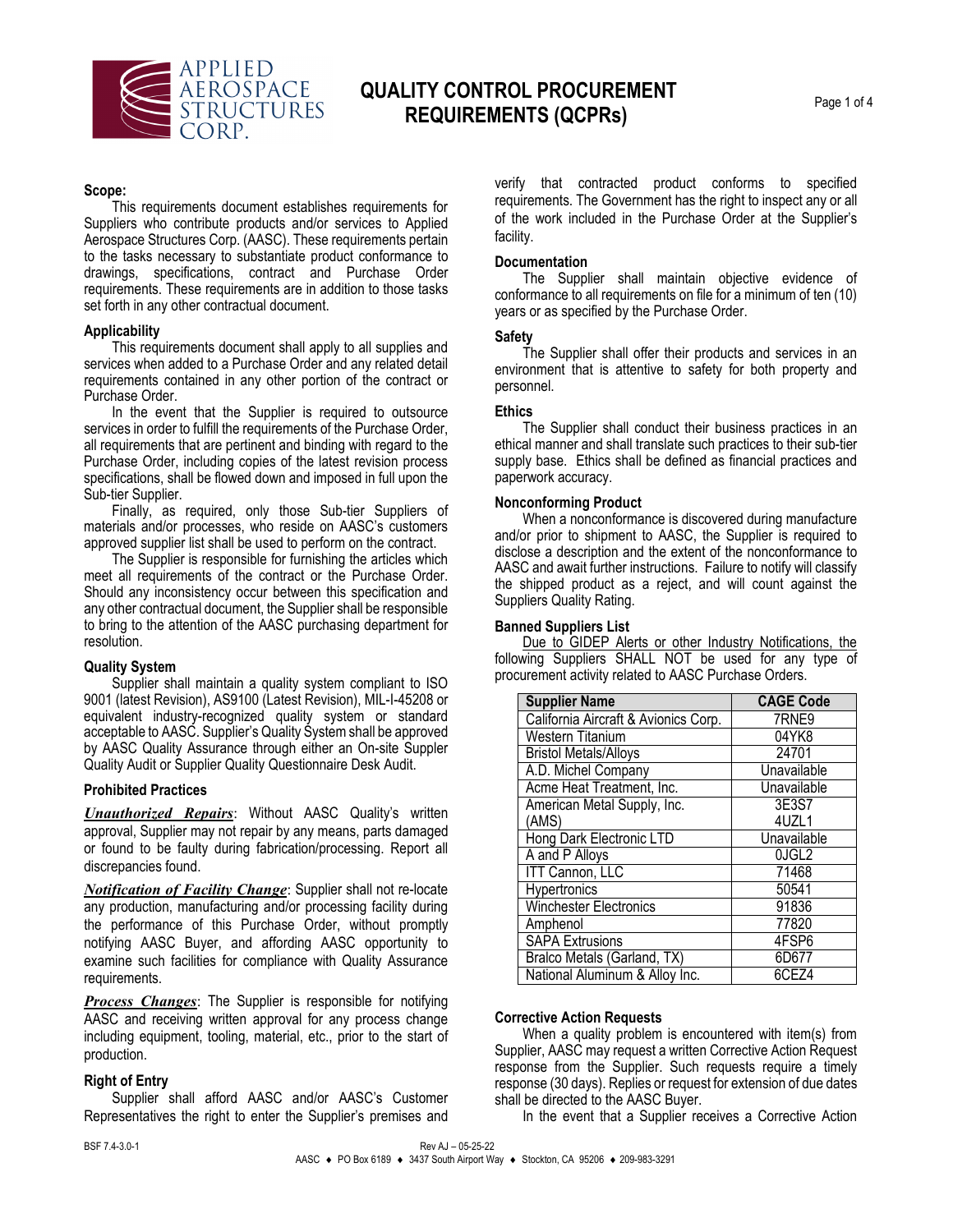# QUALITY CONTROL PROCUREMENT REQUIREMENTS (QCPRs)

### Scope:

This requirements document establishes requirements for Suppliers who contribute products and/or services to Applied Aerospace Structures Corp. (AASC). These requirements pertain to the tasks necessary to substantiate product conformance to drawings, specifications, contract and Purchase Order requirements. These requirements are in addition to those tasks set forth in any other contractual document.

### Applicability

This requirements document shall apply to all supplies and services when added to a Purchase Order and any related detail requirements contained in any other portion of the contract or Purchase Order.

In the event that the Supplier is required to outsource services in order to fulfill the requirements of the Purchase Order, all requirements that are pertinent and binding with regard to the Purchase Order, including copies of the latest revision process specifications, shall be flowed down and imposed in full upon the Sub-tier Supplier.

Finally, as required, only those Sub-tier Suppliers of materials and/or processes, who reside on AASC's customers approved supplier list shall be used to perform on the contract.

The Supplier is responsible for furnishing the articles which meet all requirements of the contract or the Purchase Order. Should any inconsistency occur between this specification and any other contractual document, the Supplier shall be responsible to bring to the attention of the AASC purchasing department for resolution.

### Quality System

Supplier shall maintain a quality system compliant to ISO 9001 (latest Revision), AS9100 (Latest Revision), MIL-I-45208 or equivalent industry-recognized quality system or standard acceptable to AASC. Supplier's Quality System shall be approved by AASC Quality Assurance through either an On-site Suppler Quality Audit or Supplier Quality Questionnaire Desk Audit.

### Prohibited Practices

***Unauthorized Repairs***: Without AASC Quality's written approval, Supplier may not repair by any means, parts damaged or found to be faulty during fabrication/processing. Report all discrepancies found.

***Notification of Facility Change***: Supplier shall not re-locate any production, manufacturing and/or processing facility during the performance of this Purchase Order, without promptly notifying AASC Buyer, and affording AASC opportunity to examine such facilities for compliance with Quality Assurance requirements.

***Process Changes***: The Supplier is responsible for notifying AASC and receiving written approval for any process change including equipment, tooling, material, etc., prior to the start of production.

### Right of Entry

Supplier shall afford AASC and/or AASC's Customer Representatives the right to enter the Supplier's premises and verify that contracted product conforms to specified requirements. The Government has the right to inspect any or all of the work included in the Purchase Order at the Supplier's facility.

### Documentation

The Supplier shall maintain objective evidence of conformance to all requirements on file for a minimum of ten (10) years or as specified by the Purchase Order.

### Safety

The Supplier shall offer their products and services in an environment that is attentive to safety for both property and personnel.

### Ethics

The Supplier shall conduct their business practices in an ethical manner and shall translate such practices to their sub-tier supply base. Ethics shall be defined as financial practices and paperwork accuracy.

### Nonconforming Product

When a nonconformance is discovered during manufacture and/or prior to shipment to AASC, the Supplier is required to disclose a description and the extent of the nonconformance to AASC and await further instructions. Failure to notify will classify the shipped product as a reject, and will count against the Suppliers Quality Rating.

### Banned Suppliers List

<u>Due to GIDEP Alerts or other Industry Notifications, the</u> following Suppliers SHALL NOT be used for any type of procurement activity related to AASC Purchase Orders.

| Supplier Name | CAGE Code |
|---|---|
| California Aircraft & Avionics Corp. | 7RNE9 |
| Western Titanium | 04YK8 |
| Bristol Metals/Alloys | 24701 |
| A.D. Michel Company | Unavailable |
| Acme Heat Treatment, Inc. | Unavailable |
| American Metal Supply, Inc. (AMS) | 3E3S7<br>4UZL1 |
| Hong Dark Electronic LTD | Unavailable |
| A and P Alloys | 0JGL2 |
| ITT Cannon, LLC | 71468 |
| Hypertronics | 50541 |
| Winchester Electronics | 91836 |
| Amphenol | 77820 |
| SAPA Extrusions | 4FSP6 |
| Bralco Metals (Garland, TX) | 6D677 |
| National Aluminum & Alloy Inc. | 6CEZ4 |

### Corrective Action Requests

When a quality problem is encountered with item(s) from Supplier, AASC may request a written Corrective Action Request response from the Supplier. Such requests require a timely response (30 days). Replies or request for extension of due dates shall be directed to the AASC Buyer.

In the event that a Supplier receives a Corrective Action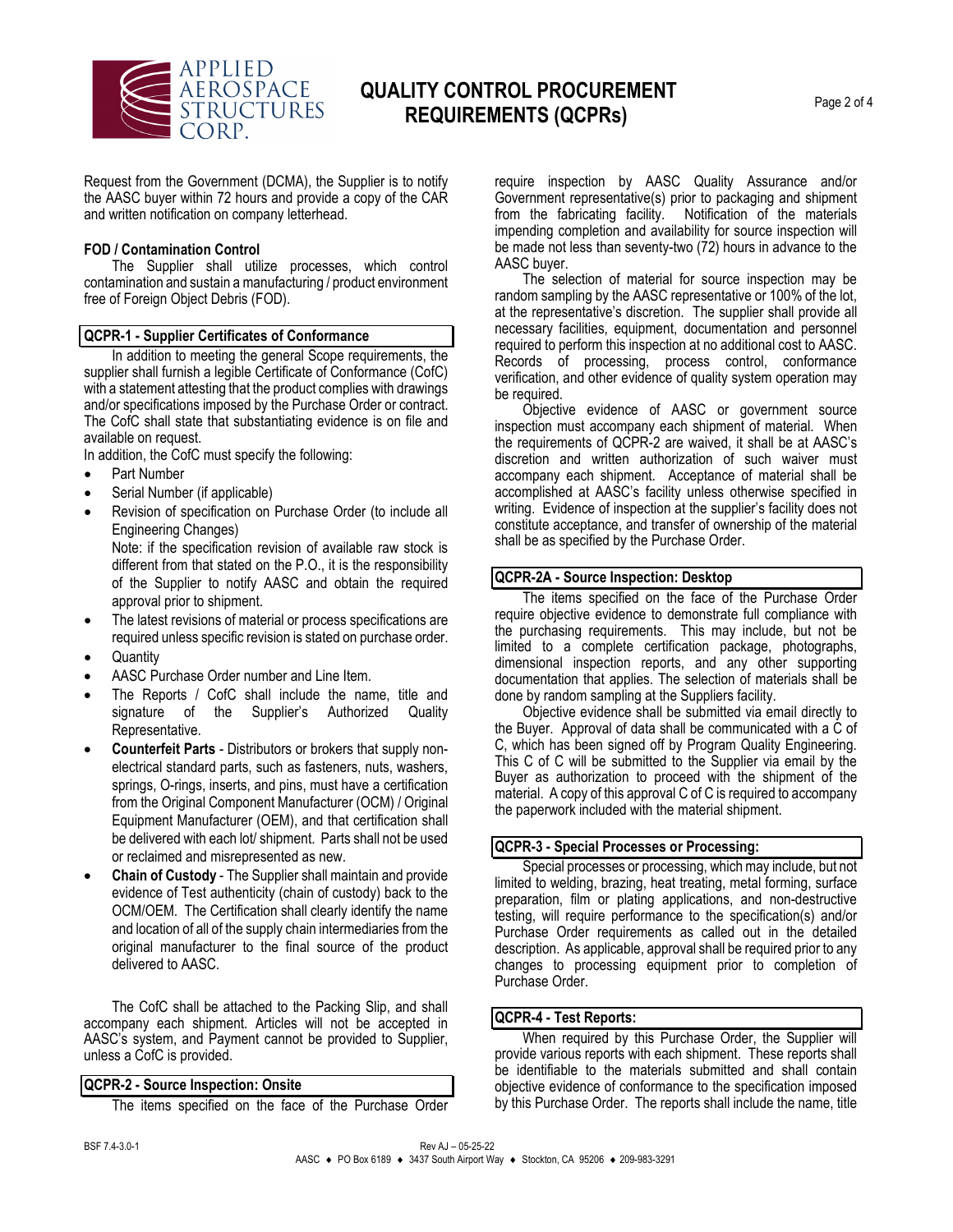Request from the Government (DCMA), the Supplier is to notify the AASC buyer within 72 hours and provide a copy of the CAR and written notification on company letterhead.

**FOD / Contamination Control**

The Supplier shall utilize processes, which control contamination and sustain a manufacturing / product environment free of Foreign Object Debris (FOD).

### QCPR-1 - Supplier Certificates of Conformance

In addition to meeting the general Scope requirements, the supplier shall furnish a legible Certificate of Conformance (CofC) with a statement attesting that the product complies with drawings and/or specifications imposed by the Purchase Order or contract. The CofC shall state that substantiating evidence is on file and available on request.

In addition, the CofC must specify the following:

- Part Number
- Serial Number (if applicable)
- Revision of specification on Purchase Order (to include all Engineering Changes)
  Note: if the specification revision of available raw stock is different from that stated on the P.O., it is the responsibility of the Supplier to notify AASC and obtain the required approval prior to shipment.
- The latest revisions of material or process specifications are required unless specific revision is stated on purchase order.
- Quantity
- AASC Purchase Order number and Line Item.
- The Reports / CofC shall include the name, title and signature of the Supplier's Authorized Quality Representative.
- **Counterfeit Parts** - Distributors or brokers that supply non-electrical standard parts, such as fasteners, nuts, washers, springs, O-rings, inserts, and pins, must have a certification from the Original Component Manufacturer (OCM) / Original Equipment Manufacturer (OEM), and that certification shall be delivered with each lot/ shipment. Parts shall not be used or reclaimed and misrepresented as new.
- **Chain of Custody** - The Supplier shall maintain and provide evidence of Test authenticity (chain of custody) back to the OCM/OEM. The Certification shall clearly identify the name and location of all of the supply chain intermediaries from the original manufacturer to the final source of the product delivered to AASC.

The CofC shall be attached to the Packing Slip, and shall accompany each shipment. Articles will not be accepted in AASC's system, and Payment cannot be provided to Supplier, unless a CofC is provided.

### QCPR-2 - Source Inspection: Onsite

The items specified on the face of the Purchase Order require inspection by AASC Quality Assurance and/or Government representative(s) prior to packaging and shipment from the fabricating facility. Notification of the materials impending completion and availability for source inspection will be made not less than seventy-two (72) hours in advance to the AASC buyer.

The selection of material for source inspection may be random sampling by the AASC representative or 100% of the lot, at the representative's discretion. The supplier shall provide all necessary facilities, equipment, documentation and personnel required to perform this inspection at no additional cost to AASC. Records of processing, process control, conformance verification, and other evidence of quality system operation may be required.

Objective evidence of AASC or government source inspection must accompany each shipment of material. When the requirements of QCPR-2 are waived, it shall be at AASC's discretion and written authorization of such waiver must accompany each shipment. Acceptance of material shall be accomplished at AASC's facility unless otherwise specified in writing. Evidence of inspection at the supplier's facility does not constitute acceptance, and transfer of ownership of the material shall be as specified by the Purchase Order.

### QCPR-2A - Source Inspection: Desktop

The items specified on the face of the Purchase Order require objective evidence to demonstrate full compliance with the purchasing requirements. This may include, but not be limited to a complete certification package, photographs, dimensional inspection reports, and any other supporting documentation that applies. The selection of materials shall be done by random sampling at the Suppliers facility.

Objective evidence shall be submitted via email directly to the Buyer. Approval of data shall be communicated with a C of C, which has been signed off by Program Quality Engineering. This C of C will be submitted to the Supplier via email by the Buyer as authorization to proceed with the shipment of the material. A copy of this approval C of C is required to accompany the paperwork included with the material shipment.

### QCPR-3 - Special Processes or Processing:

Special processes or processing, which may include, but not limited to welding, brazing, heat treating, metal forming, surface preparation, film or plating applications, and non-destructive testing, will require performance to the specification(s) and/or Purchase Order requirements as called out in the detailed description. As applicable, approval shall be required prior to any changes to processing equipment prior to completion of Purchase Order.

### QCPR-4 - Test Reports:

When required by this Purchase Order, the Supplier will provide various reports with each shipment. These reports shall be identifiable to the materials submitted and shall contain objective evidence of conformance to the specification imposed by this Purchase Order. The reports shall include the name, title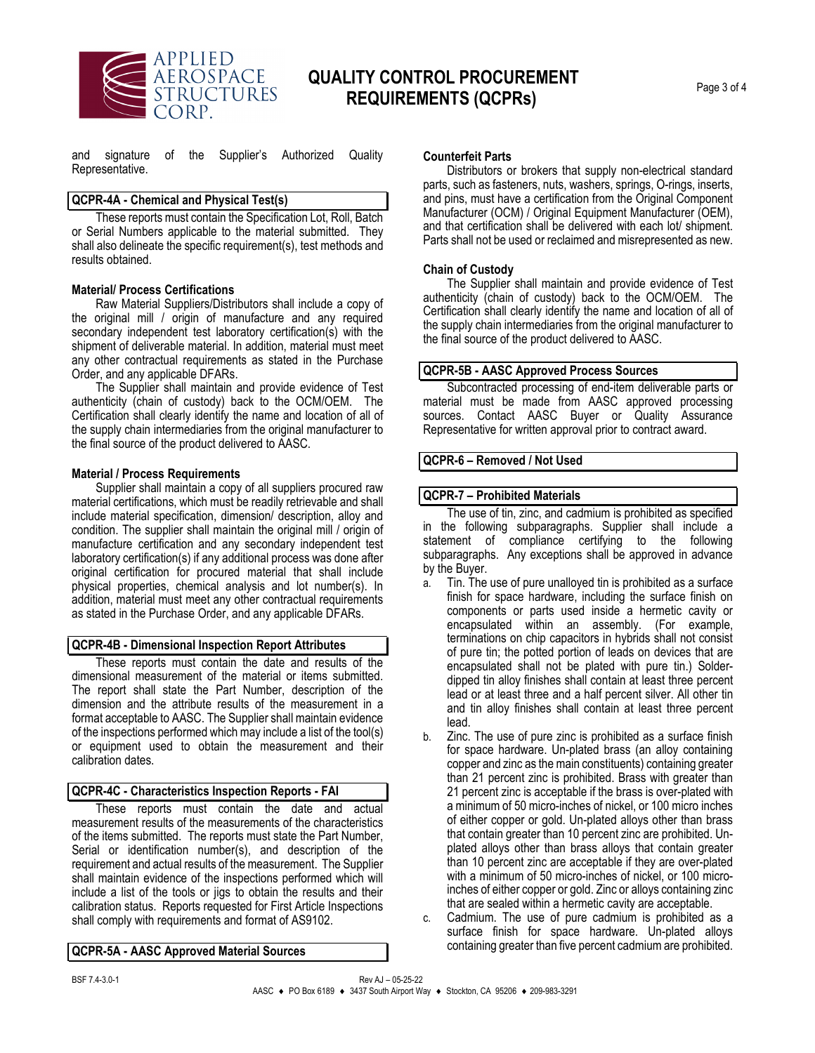and signature of the Supplier's Authorized Quality Representative.

### QCPR-4A - Chemical and Physical Test(s)

These reports must contain the Specification Lot, Roll, Batch or Serial Numbers applicable to the material submitted. They shall also delineate the specific requirement(s), test methods and results obtained.

**Material/ Process Certifications**

Raw Material Suppliers/Distributors shall include a copy of the original mill / origin of manufacture and any required secondary independent test laboratory certification(s) with the shipment of deliverable material. In addition, material must meet any other contractual requirements as stated in the Purchase Order, and any applicable DFARs.

The Supplier shall maintain and provide evidence of Test authenticity (chain of custody) back to the OCM/OEM. The Certification shall clearly identify the name and location of all of the supply chain intermediaries from the original manufacturer to the final source of the product delivered to AASC.

**Material / Process Requirements**

Supplier shall maintain a copy of all suppliers procured raw material certifications, which must be readily retrievable and shall include material specification, dimension/ description, alloy and condition. The supplier shall maintain the original mill / origin of manufacture certification and any secondary independent test laboratory certification(s) if any additional process was done after original certification for procured material that shall include physical properties, chemical analysis and lot number(s). In addition, material must meet any other contractual requirements as stated in the Purchase Order, and any applicable DFARs.

### QCPR-4B - Dimensional Inspection Report Attributes

These reports must contain the date and results of the dimensional measurement of the material or items submitted. The report shall state the Part Number, description of the dimension and the attribute results of the measurement in a format acceptable to AASC. The Supplier shall maintain evidence of the inspections performed which may include a list of the tool(s) or equipment used to obtain the measurement and their calibration dates.

### QCPR-4C - Characteristics Inspection Reports - FAI

These reports must contain the date and actual measurement results of the measurements of the characteristics of the items submitted. The reports must state the Part Number, Serial or identification number(s), and description of the requirement and actual results of the measurement. The Supplier shall maintain evidence of the inspections performed which will include a list of the tools or jigs to obtain the results and their calibration status. Reports requested for First Article Inspections shall comply with requirements and format of AS9102.

### QCPR-5A - AASC Approved Material Sources

**Counterfeit Parts**

Distributors or brokers that supply non-electrical standard parts, such as fasteners, nuts, washers, springs, O-rings, inserts, and pins, must have a certification from the Original Component Manufacturer (OCM) / Original Equipment Manufacturer (OEM), and that certification shall be delivered with each lot/ shipment. Parts shall not be used or reclaimed and misrepresented as new.

**Chain of Custody**

The Supplier shall maintain and provide evidence of Test authenticity (chain of custody) back to the OCM/OEM. The Certification shall clearly identify the name and location of all of the supply chain intermediaries from the original manufacturer to the final source of the product delivered to AASC.

### QCPR-5B - AASC Approved Process Sources

Subcontracted processing of end-item deliverable parts or material must be made from AASC approved processing sources. Contact AASC Buyer or Quality Assurance Representative for written approval prior to contract award.

### QCPR-6 – Removed / Not Used

### QCPR-7 – Prohibited Materials

The use of tin, zinc, and cadmium is prohibited as specified in the following subparagraphs. Supplier shall include a statement of compliance certifying to the following subparagraphs. Any exceptions shall be approved in advance by the Buyer.

a. Tin. The use of pure unalloyed tin is prohibited as a surface finish for space hardware, including the surface finish on components or parts used inside a hermetic cavity or encapsulated within an assembly. (For example, terminations on chip capacitors in hybrids shall not consist of pure tin; the potted portion of leads on devices that are encapsulated shall not be plated with pure tin.) Solder-dipped tin alloy finishes shall contain at least three percent lead or at least three and a half percent silver. All other tin and tin alloy finishes shall contain at least three percent lead.
b. Zinc. The use of pure zinc is prohibited as a surface finish for space hardware. Un-plated brass (an alloy containing copper and zinc as the main constituents) containing greater than 21 percent zinc is prohibited. Brass with greater than 21 percent zinc is acceptable if the brass is over-plated with a minimum of 50 micro-inches of nickel, or 100 micro inches of either copper or gold. Un-plated alloys other than brass that contain greater than 10 percent zinc are prohibited. Un-plated alloys other than brass alloys that contain greater than 10 percent zinc are acceptable if they are over-plated with a minimum of 50 micro-inches of nickel, or 100 micro-inches of either copper or gold. Zinc or alloys containing zinc that are sealed within a hermetic cavity are acceptable.
c. Cadmium. The use of pure cadmium is prohibited as a surface finish for space hardware. Un-plated alloys containing greater than five percent cadmium are prohibited.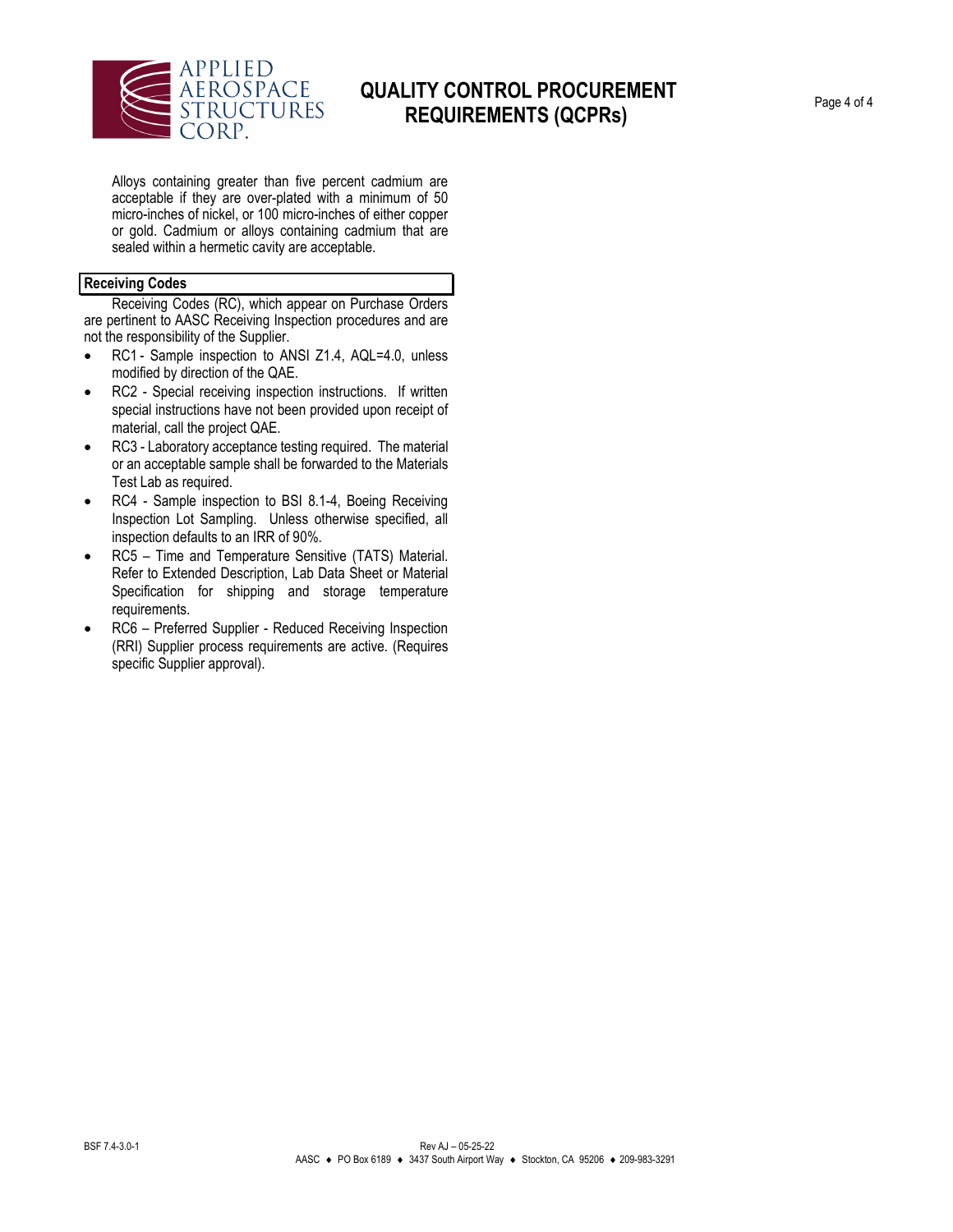Alloys containing greater than five percent cadmium are acceptable if they are over-plated with a minimum of 50 micro-inches of nickel, or 100 micro-inches of either copper or gold. Cadmium or alloys containing cadmium that are sealed within a hermetic cavity are acceptable.

## Receiving Codes

Receiving Codes (RC), which appear on Purchase Orders are pertinent to AASC Receiving Inspection procedures and are not the responsibility of the Supplier.

- RC1 - Sample inspection to ANSI Z1.4, AQL=4.0, unless modified by direction of the QAE.
- RC2 - Special receiving inspection instructions. If written special instructions have not been provided upon receipt of material, call the project QAE.
- RC3 - Laboratory acceptance testing required. The material or an acceptable sample shall be forwarded to the Materials Test Lab as required.
- RC4 - Sample inspection to BSI 8.1-4, Boeing Receiving Inspection Lot Sampling. Unless otherwise specified, all inspection defaults to an IRR of 90%.
- RC5 – Time and Temperature Sensitive (TATS) Material. Refer to Extended Description, Lab Data Sheet or Material Specification for shipping and storage temperature requirements.
- RC6 – Preferred Supplier - Reduced Receiving Inspection (RRI) Supplier process requirements are active. (Requires specific Supplier approval).